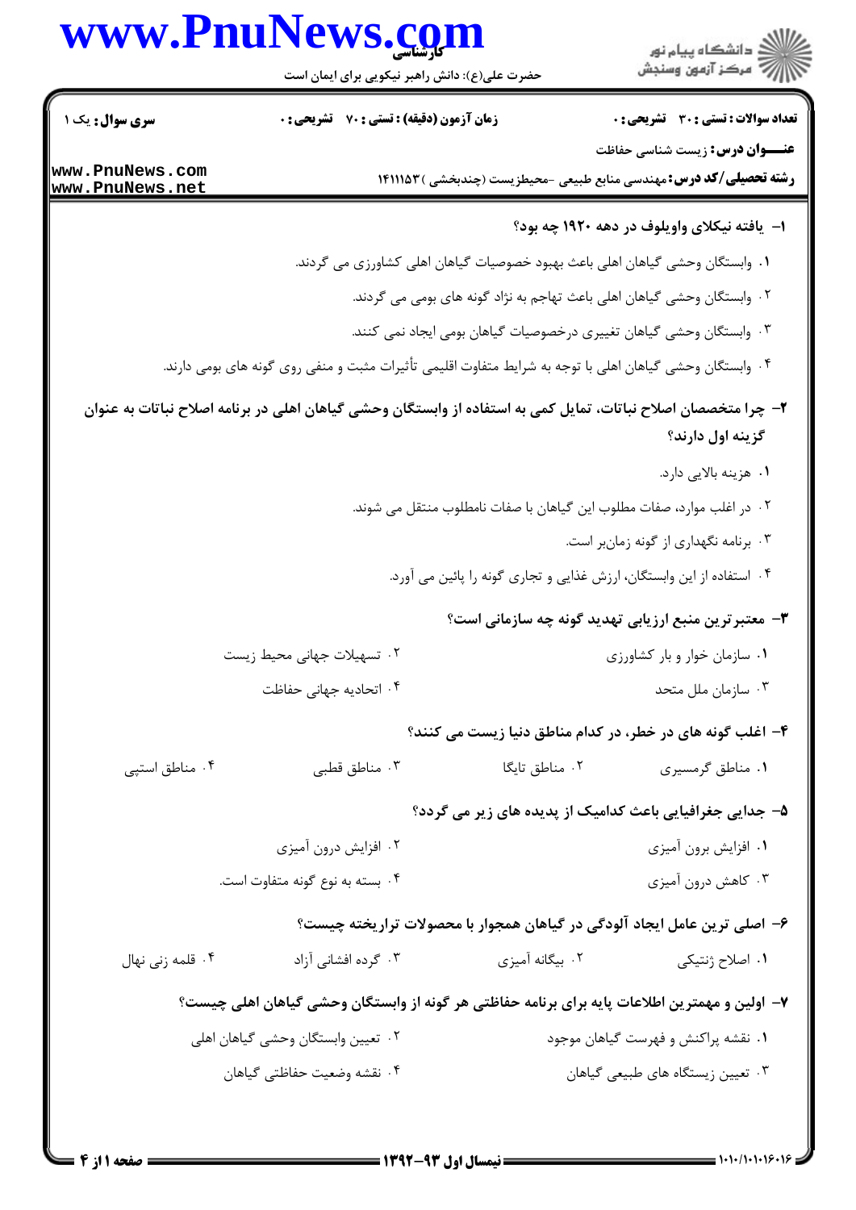**تعداد سوالات : تستی : ۳۰ تشریحی : ۰** | **زمان آزمون (دقیقه) : تستی : ۷۰ تشریحی : ۰** | **سری سوال :** یک ۱

**عنـــوان درس :** زیست شناسی حفاظت

**رشته تحصیلی/کد درس :** مهندسی منابع طبیعی -محیطزیست (چندبخشی )۱۴۱۱۱۵۳

**۱- یافته نیکلای واویلوف در دهه ۱۹۲۰ چه بود؟**

۱. وابستگان وحشی گیاهان اهلی باعث بهبود خصوصیات گیاهان اهلی کشاورزی می گردند.

۲. وابستگان وحشی گیاهان اهلی باعث تهاجم به نژاد گونه های بومی می گردند.

۳. وابستگان وحشی گیاهان تغییری درخصوصیات گیاهان بومی ایجاد نمی کنند.

۴. وابستگان وحشی گیاهان اهلی با توجه به شرایط متفاوت اقلیمی تأثیرات مثبت و منفی روی گونه های بومی دارند.

**۲- چرا متخصصان اصلاح نباتات، تمایل کمی به استفاده از وابستگان وحشی گیاهان اهلی در برنامه اصلاح نباتات به عنوان گزینه اول دارند؟**

۱. هزینه بالایی دارد.

۲. در اغلب موارد، صفات مطلوب این گیاهان با صفات نامطلوب منتقل می شوند.

۳. برنامه نگهداری از گونه زمان‌بر است.

۴. استفاده از این وابستگان، ارزش غذایی و تجاری گونه را پائین می آورد.

**۳- معتبرترین منبع ارزیابی تهدید گونه چه سازمانی است؟**

۱. سازمان خوار و بار کشاورزی

۲. تسهیلات جهانی محیط زیست

۳. سازمان ملل متحد

۴. اتحادیه جهانی حفاظت

**۴- اغلب گونه های در خطر، در کدام مناطق دنیا زیست می کنند؟**

۱. مناطق گرمسیری

۲. مناطق تایگا

۳. مناطق قطبی

۴. مناطق استپی

**۵- جدایی جغرافیایی باعث کدامیک از پدیده های زیر می گردد؟**

۱. افزایش برون آمیزی

۲. افزایش درون آمیزی

۳. کاهش درون آمیزی

۴. بسته به نوع گونه متفاوت است.

**۶- اصلی ترین عامل ایجاد آلودگی در گیاهان همجوار با محصولات تراریخته چیست؟**

۱. اصلاح ژنتیکی

۲. بیگانه آمیزی

۳. گرده افشانی آزاد

۴. قلمه زنی نهال

**۷- اولین و مهمترین اطلاعات پایه برای برنامه حفاظتی هر گونه از وابستگان وحشی گیاهان اهلی چیست؟**

۱. نقشه پراکنش و فهرست گیاهان موجود

۲. تعیین وابستگان وحشی گیاهان اهلی

۳. تعیین زیستگاه های طبیعی گیاهان

۴. نقشه وضعیت حفاظتی گیاهان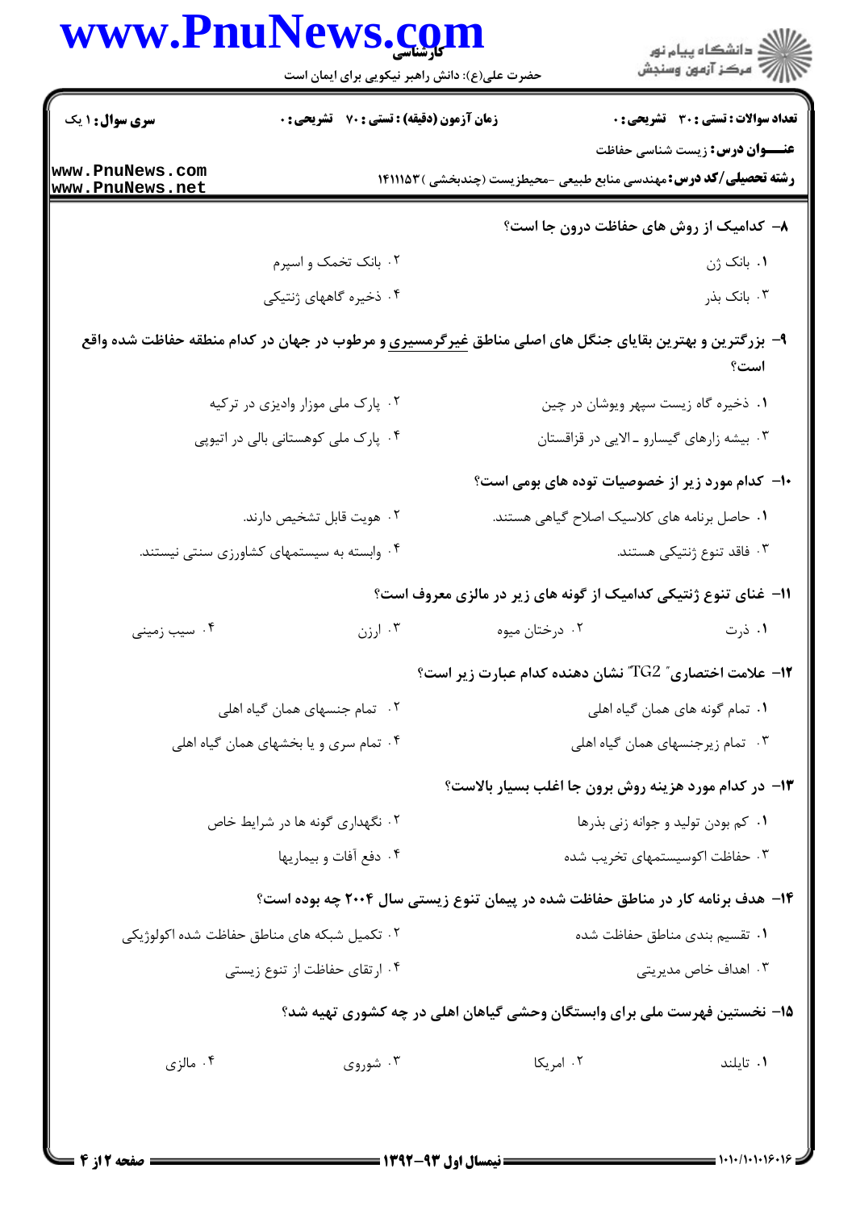**تعداد سوالات : تستی : ۳۰ تشریحی : ۰** | **زمان آزمون (دقیقه) : تستی : ۷۰ تشریحی : ۰** | **سری سوال : ۱ یک**

**عنـــوان درس:** زیست شناسی حفاظت

**رشته تحصیلی/کد درس:** مهندسی منابع طبیعی -محیطزیست (چندبخشی ) ۱۴۱۱۱۵۳

۸- کدامیک از روش های حفاظت درون جا است؟

۱. بانک ژن
۲. بانک تخمک و اسپرم
۳. بانک بذر
۴. ذخیره گاههای ژنتیکی

۹- بزرگترین و بهترین بقایای جنگل های اصلی مناطق غیرگرمسیری و مرطوب در جهان در کدام منطقه حفاظت شده واقع است؟

۱. ذخیره گاه زیست سپهر ویوشان در چین
۲. پارک ملی موزار وادیزی در ترکیه
۳. بیشه زارهای گیسارو ـ الایی در قزاقستان
۴. پارک ملی کوهستانی بالی در اتیوپی

۱۰- کدام مورد زیر از خصوصیات توده های بومی است؟

۱. حاصل برنامه های کلاسیک اصلاح گیاهی هستند.
۲. هویت قابل تشخیص دارند.
۳. فاقد تنوع ژنتیکی هستند.
۴. وابسته به سیستمهای کشاورزی سنتی نیستند.

۱۱- غنای تنوع ژنتیکی کدامیک از گونه های زیر در مالزی معروف است؟

۱. ذرت
۲. درختان میوه
۳. ارزن
۴. سیب زمینی

۱۲- علامت اختصاری " TG2" نشان دهنده کدام عبارت زیر است؟

۱. تمام گونه های همان گیاه اهلی
۲. تمام جنسهای همان گیاه اهلی
۳. تمام زیرجنسهای همان گیاه اهلی
۴. تمام سری و یا بخشهای همان گیاه اهلی

۱۳- در کدام مورد هزینه روش برون جا اغلب بسیار بالاست؟

۱. کم بودن تولید و جوانه زنی بذرها
۲. نگهداری گونه ها در شرایط خاص
۳. حفاظت اکوسیستمهای تخریب شده
۴. دفع آفات و بیماریها

۱۴- هدف برنامه کار در مناطق حفاظت شده در پیمان تنوع زیستی سال ۲۰۰۴ چه بوده است؟

۱. تقسیم بندی مناطق حفاظت شده
۲. تکمیل شبکه های مناطق حفاظت شده اکولوژیکی
۳. اهداف خاص مدیریتی
۴. ارتقای حفاظت از تنوع زیستی

۱۵- نخستین فهرست ملی برای وابستگان وحشی گیاهان اهلی در چه کشوری تهیه شد؟

۱. تایلند
۲. امریکا
۳. شوروی
۴. مالزی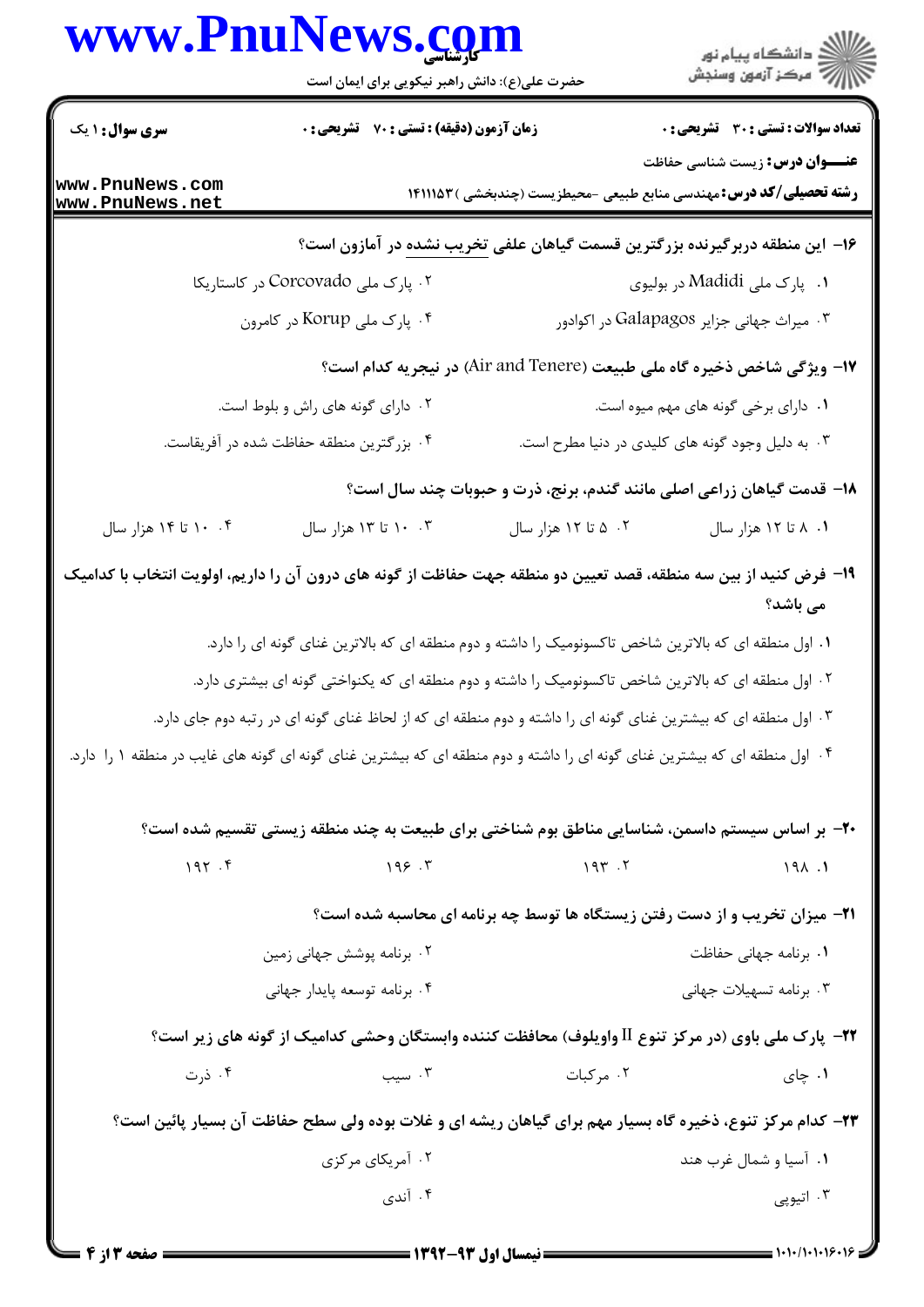۱۶- این منطقه دربرگیرنده بزرگترین قسمت گیاهان علفی تخریب نشده در آمازون است؟

۱. پارک ملی Madidi در بولیوی

۲. پارک ملی Corcovado در کاستاریکا

۳. میراث جهانی جزایر Galapagos در اکوادور

۴. پارک ملی Korup در کامرون

۱۷- ویژگی شاخص ذخیره گاه ملی طبیعت (Air and Tenere) در نیجریه کدام است؟

۱. دارای برخی گونه های مهم میوه است.

۲. دارای گونه های راش و بلوط است.

۳. به دلیل وجود گونه های کلیدی در دنیا مطرح است.

۴. بزرگترین منطقه حفاظت شده در آفریقاست.

۱۸- قدمت گیاهان زراعی اصلی مانند گندم، برنج، ذرت و حبوبات چند سال است؟

۱. ۸ تا ۱۲ هزار سال

۲. ۵ تا ۱۲ هزار سال

۳. ۱۰ تا ۱۳ هزار سال

۴. ۱۰ تا ۱۴ هزار سال

۱۹- فرض کنید از بین سه منطقه، قصد تعیین دو منطقه جهت حفاظت از گونه های درون آن را داریم، اولویت انتخاب با کدامیک می باشد؟

۱. اول منطقه ای که بالاترین شاخص تاکسونومیک را داشته و دوم منطقه ای که بالاترین غنای گونه ای را دارد.

۲. اول منطقه ای که بالاترین شاخص تاکسونومیک را داشته و دوم منطقه ای که یکنواختی گونه ای بیشتری دارد.

۳. اول منطقه ای که بیشترین غنای گونه ای را داشته و دوم منطقه ای که از لحاظ غنای گونه ای در رتبه دوم جای دارد.

۴. اول منطقه ای که بیشترین غنای گونه ای را داشته و دوم منطقه ای که بیشترین غنای گونه ای گونه های غایب در منطقه ۱ را دارد.

۲۰- بر اساس سیستم داسمن، شناسایی مناطق بوم شناختی برای طبیعت به چند منطقه زیستی تقسیم شده است؟

۱. ۱۹۸

۲. ۱۹۳

۳. ۱۹۶

۴. ۱۹۲

۲۱- میزان تخریب و از دست رفتن زیستگاه ها توسط چه برنامه ای محاسبه شده است؟

۱. برنامه جهانی حفاظت

۲. برنامه پوشش جهانی زمین

۳. برنامه تسهیلات جهانی

۴. برنامه توسعه پایدار جهانی

۲۲- پارک ملی باوی (در مرکز تنوع II واویلوف) محافظت کننده وابستگان وحشی کدامیک از گونه های زیر است؟

۱. چای

۲. مرکبات

۳. سیب

۴. ذرت

۲۳- کدام مرکز تنوع، ذخیره گاه بسیار مهم برای گیاهان ریشه ای و غلات بوده ولی سطح حفاظت آن بسیار پائین است؟

۱. آسیا و شمال غرب هند

۲. آمریکای مرکزی

۳. اتیوپی

۴. آندی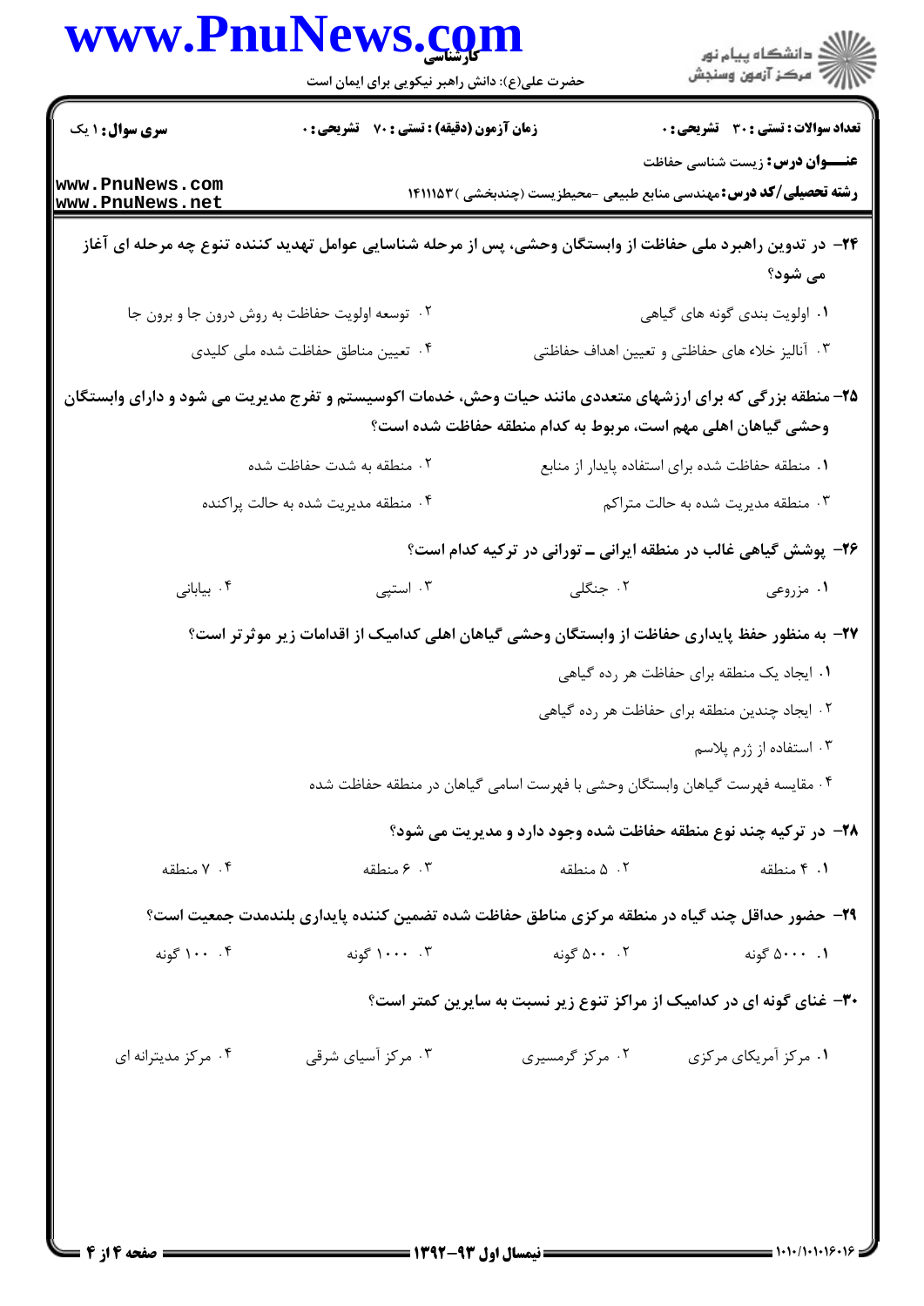**سری سوال:** ۱ یک

**زمان آزمون (دقیقه) : تستی : ۷۰ تشریحی : ۰**

**تعداد سوالات : تستی : ۳۰ تشریحی : ۰**

**عنـــوان درس:** زیست شناسی حفاظت

**رشته تحصیلی/کد درس:** مهندسی منابع طبیعی -محیطزیست (چندبخشی ) ۱۴۱۱۱۵۳

**۲۴- در تدوین راهبرد ملی حفاظت از وابستگان وحشی، پس از مرحله شناسایی عوامل تهدید کننده تنوع چه مرحله ای آغاز می شود؟**

۱. اولویت بندی گونه های گیاهی

۲. توسعه اولویت حفاظت به روش درون جا و برون جا

۳. آنالیز خلاء های حفاظتی و تعیین اهداف حفاظتی

۴. تعیین مناطق حفاظت شده ملی کلیدی

**۲۵- منطقه بزرگی که برای ارزشهای متعددی مانند حیات وحش، خدمات اکوسیستم و تفرج مدیریت می شود و دارای وابستگان وحشی گیاهان اهلی مهم است، مربوط به کدام منطقه حفاظت شده است؟**

۱. منطقه حفاظت شده برای استفاده پایدار از منابع

۲. منطقه به شدت حفاظت شده

۳. منطقه مدیریت شده به حالت متراکم

۴. منطقه مدیریت شده به حالت پراکنده

**۲۶- پوشش گیاهی غالب در منطقه ایرانی ـ تورانی در ترکیه کدام است؟**

۱. مزروعی

۲. جنگلی

۳. استپی

۴. بیابانی

**۲۷- به منظور حفظ پایداری حفاظت از وابستگان وحشی گیاهان اهلی کدامیک از اقدامات زیر موثرتر است؟**

۱. ایجاد یک منطقه برای حفاظت هر رده گیاهی

۲. ایجاد چندین منطقه برای حفاظت هر رده گیاهی

۳. استفاده از ژرم پلاسم

۴. مقایسه فهرست گیاهان وابستگان وحشی با فهرست اسامی گیاهان در منطقه حفاظت شده

**۲۸- در ترکیه چند نوع منطقه حفاظت شده وجود دارد و مدیریت می شود؟**

۱. ۴ منطقه

۲. ۵ منطقه

۳. ۶ منطقه

۴. ۷ منطقه

**۲۹- حضور حداقل چند گیاه در منطقه مرکزی مناطق حفاظت شده تضمین کننده پایداری بلندمدت جمعیت است؟**

۱. ۵۰۰۰ گونه

۲. ۵۰۰ گونه

۳. ۱۰۰۰ گونه

۴. ۱۰۰ گونه

**۳۰- غنای گونه ای در کدامیک از مراکز تنوع زیر نسبت به سایرین کمتر است؟**

۱. مرکز آمریکای مرکزی

۲. مرکز گرمسیری

۳. مرکز آسیای شرقی

۴. مرکز مدیترانه ای